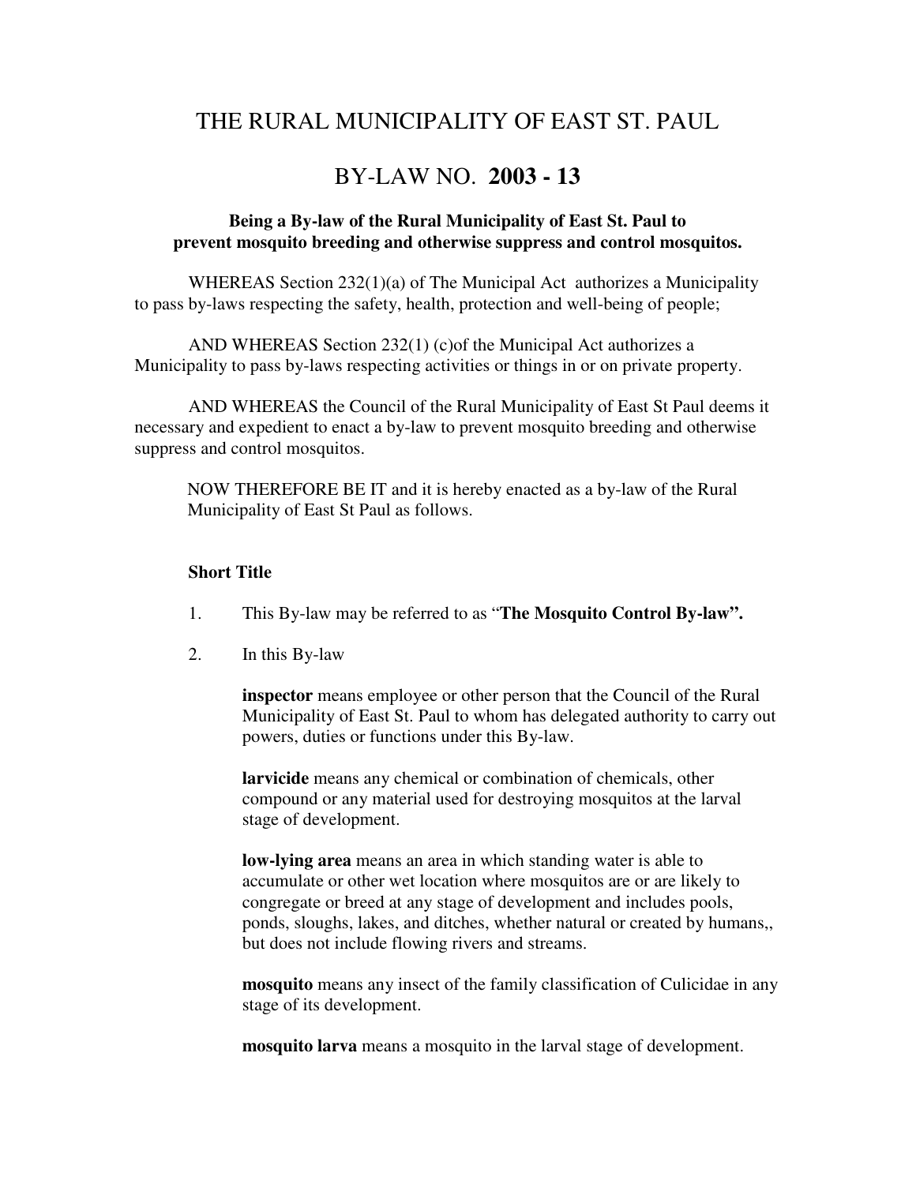# THE RURAL MUNICIPALITY OF EAST ST. PAUL

# BY-LAW NO. **2003 - 13**

**Being a By-law of the Rural Municipality of East St. Paul to prevent mosquito breeding and otherwise suppress and control mosquitos.**

WHEREAS Section 232(1)(a) of The Municipal Act authorizes a Municipality to pass by-laws respecting the safety, health, protection and well-being of people;

AND WHEREAS Section 232(1) (c)of the Municipal Act authorizes a Municipality to pass by-laws respecting activities or things in or on private property.

AND WHEREAS the Council of the Rural Municipality of East St Paul deems it necessary and expedient to enact a by-law to prevent mosquito breeding and otherwise suppress and control mosquitos.

NOW THEREFORE BE IT and it is hereby enacted as a by-law of the Rural Municipality of East St Paul as follows.

**Short Title**

1. This By-law may be referred to as "**The Mosquito Control By-law".**

2. In this By-law

   **inspector** means employee or other person that the Council of the Rural Municipality of East St. Paul to whom has delegated authority to carry out powers, duties or functions under this By-law.

   **larvicide** means any chemical or combination of chemicals, other compound or any material used for destroying mosquitos at the larval stage of development.

   **low-lying area** means an area in which standing water is able to accumulate or other wet location where mosquitos are or are likely to congregate or breed at any stage of development and includes pools, ponds, sloughs, lakes, and ditches, whether natural or created by humans,, but does not include flowing rivers and streams.

   **mosquito** means any insect of the family classification of Culicidae in any stage of its development.

   **mosquito larva** means a mosquito in the larval stage of development.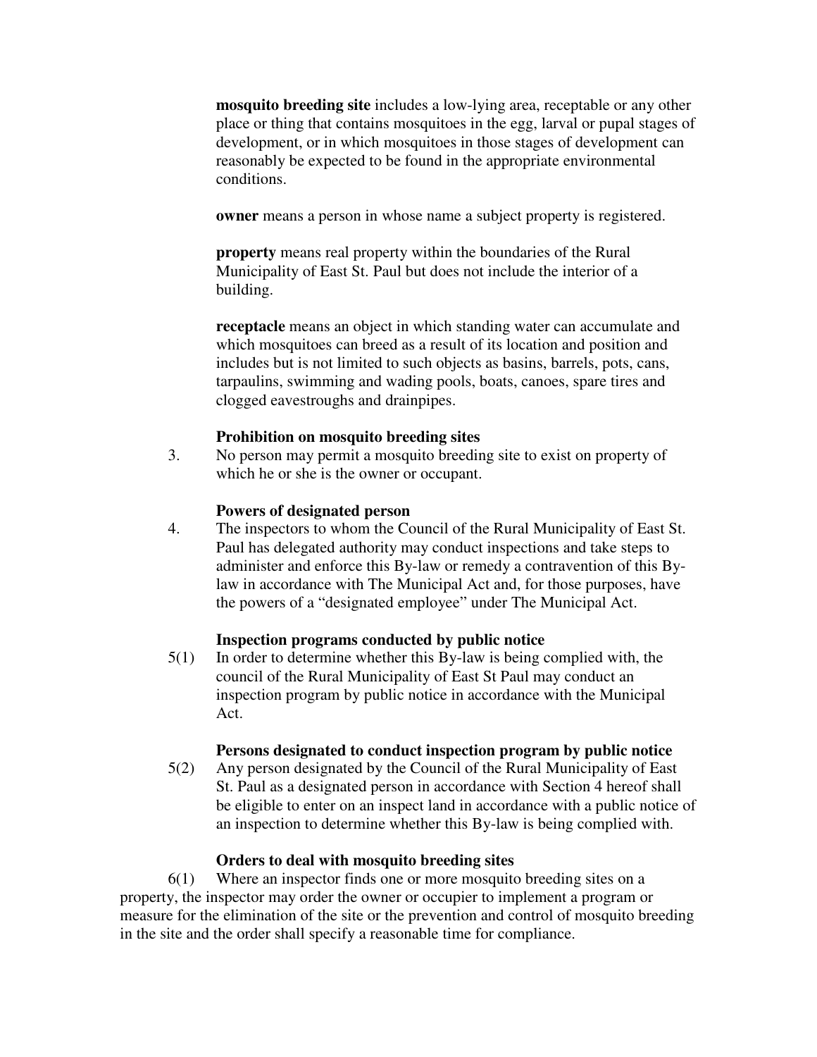**mosquito breeding site** includes a low-lying area, receptable or any other place or thing that contains mosquitoes in the egg, larval or pupal stages of development, or in which mosquitoes in those stages of development can reasonably be expected to be found in the appropriate environmental conditions.

**owner** means a person in whose name a subject property is registered.

**property** means real property within the boundaries of the Rural Municipality of East St. Paul but does not include the interior of a building.

**receptacle** means an object in which standing water can accumulate and which mosquitoes can breed as a result of its location and position and includes but is not limited to such objects as basins, barrels, pots, cans, tarpaulins, swimming and wading pools, boats, canoes, spare tires and clogged eavestroughs and drainpipes.

**Prohibition on mosquito breeding sites**

3. No person may permit a mosquito breeding site to exist on property of which he or she is the owner or occupant.

**Powers of designated person**

4. The inspectors to whom the Council of the Rural Municipality of East St. Paul has delegated authority may conduct inspections and take steps to administer and enforce this By-law or remedy a contravention of this By-law in accordance with The Municipal Act and, for those purposes, have the powers of a "designated employee" under The Municipal Act.

**Inspection programs conducted by public notice**

5(1) In order to determine whether this By-law is being complied with, the council of the Rural Municipality of East St Paul may conduct an inspection program by public notice in accordance with the Municipal Act.

**Persons designated to conduct inspection program by public notice**

5(2) Any person designated by the Council of the Rural Municipality of East St. Paul as a designated person in accordance with Section 4 hereof shall be eligible to enter on an inspect land in accordance with a public notice of an inspection to determine whether this By-law is being complied with.

**Orders to deal with mosquito breeding sites**

6(1) Where an inspector finds one or more mosquito breeding sites on a property, the inspector may order the owner or occupier to implement a program or measure for the elimination of the site or the prevention and control of mosquito breeding in the site and the order shall specify a reasonable time for compliance.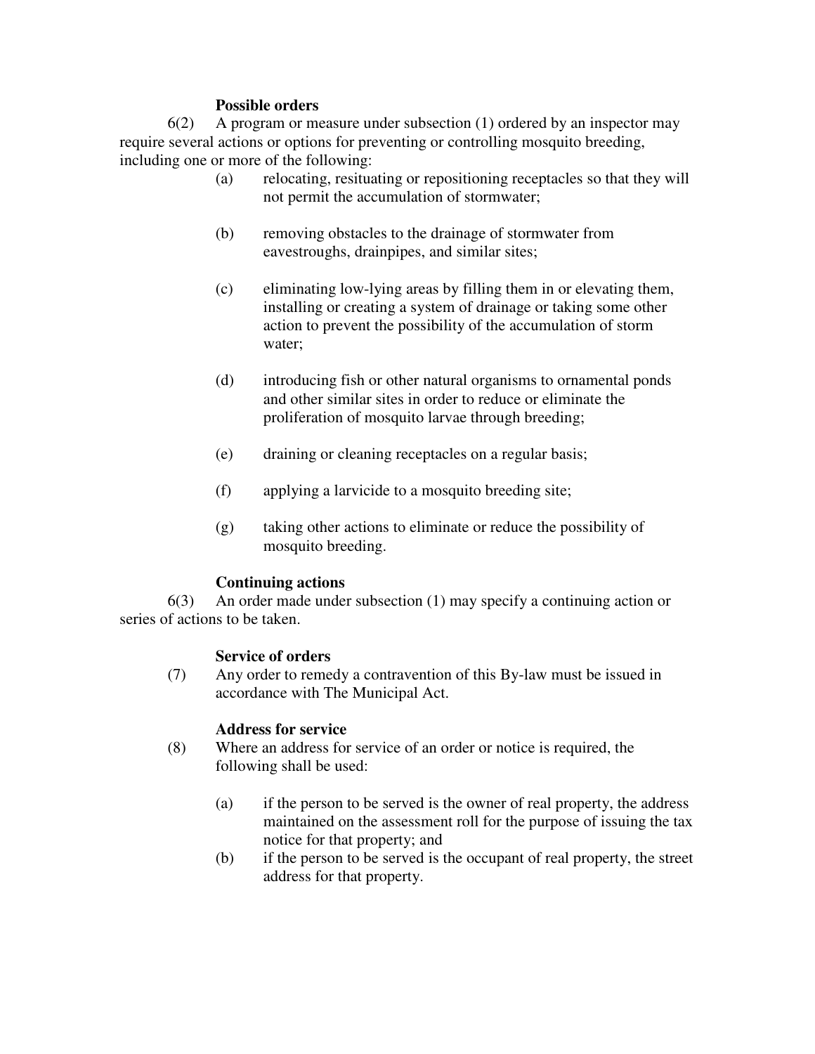**Possible orders**

6(2) A program or measure under subsection (1) ordered by an inspector may require several actions or options for preventing or controlling mosquito breeding, including one or more of the following:

(a) relocating, resituating or repositioning receptacles so that they will not permit the accumulation of stormwater;

(b) removing obstacles to the drainage of stormwater from eavestroughs, drainpipes, and similar sites;

(c) eliminating low-lying areas by filling them in or elevating them, installing or creating a system of drainage or taking some other action to prevent the possibility of the accumulation of storm water;

(d) introducing fish or other natural organisms to ornamental ponds and other similar sites in order to reduce or eliminate the proliferation of mosquito larvae through breeding;

(e) draining or cleaning receptacles on a regular basis;

(f) applying a larvicide to a mosquito breeding site;

(g) taking other actions to eliminate or reduce the possibility of mosquito breeding.

**Continuing actions**

6(3) An order made under subsection (1) may specify a continuing action or series of actions to be taken.

**Service of orders**

(7) Any order to remedy a contravention of this By-law must be issued in accordance with The Municipal Act.

**Address for service**

(8) Where an address for service of an order or notice is required, the following shall be used:

(a) if the person to be served is the owner of real property, the address maintained on the assessment roll for the purpose of issuing the tax notice for that property; and

(b) if the person to be served is the occupant of real property, the street address for that property.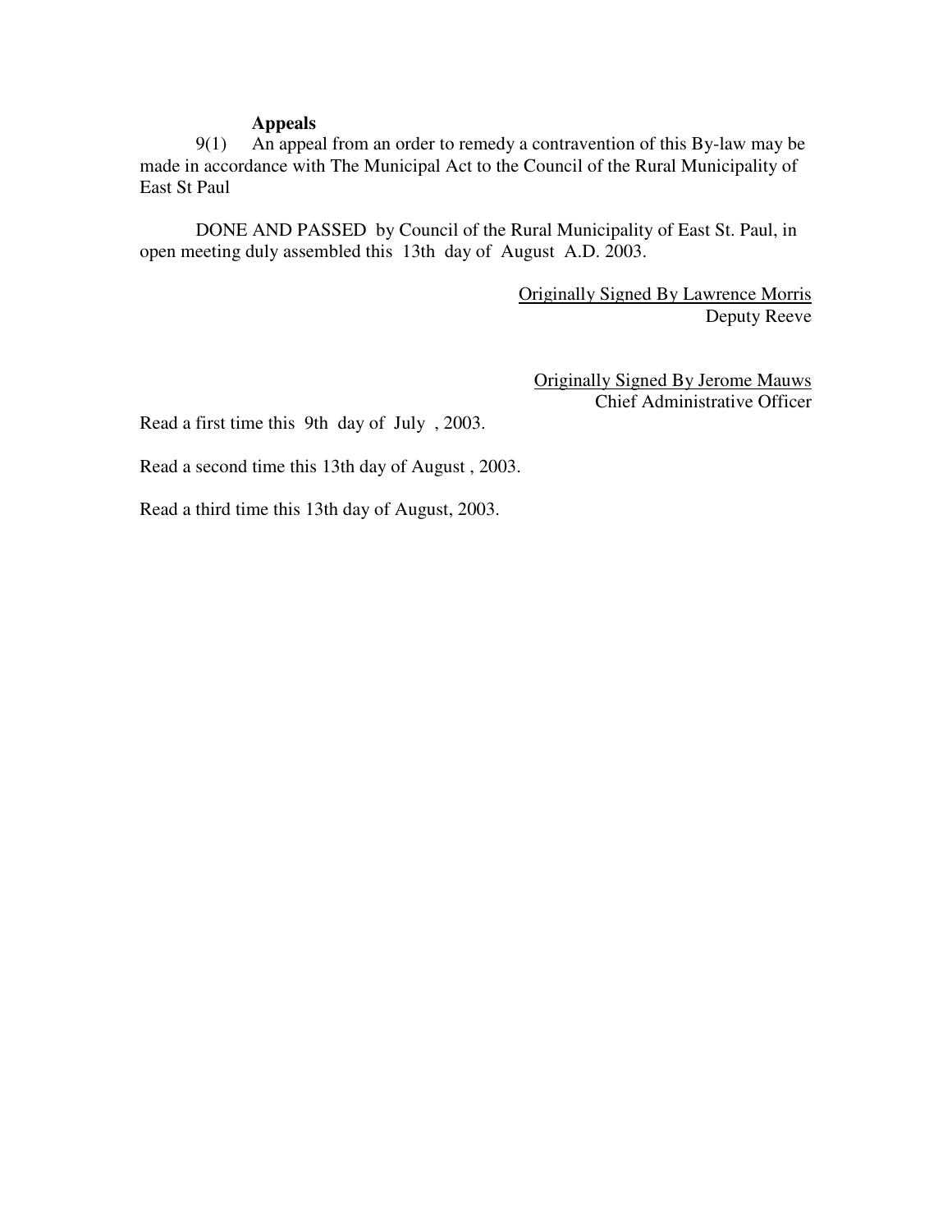**Appeals**

9(1) An appeal from an order to remedy a contravention of this By-law may be made in accordance with The Municipal Act to the Council of the Rural Municipality of East St Paul

DONE AND PASSED by Council of the Rural Municipality of East St. Paul, in open meeting duly assembled this 13th day of August A.D. 2003.

Originally Signed By Lawrence Morris
Deputy Reeve

Originally Signed By Jerome Mauws
Chief Administrative Officer

Read a first time this 9th day of July , 2003.

Read a second time this 13th day of August , 2003.

Read a third time this 13th day of August, 2003.